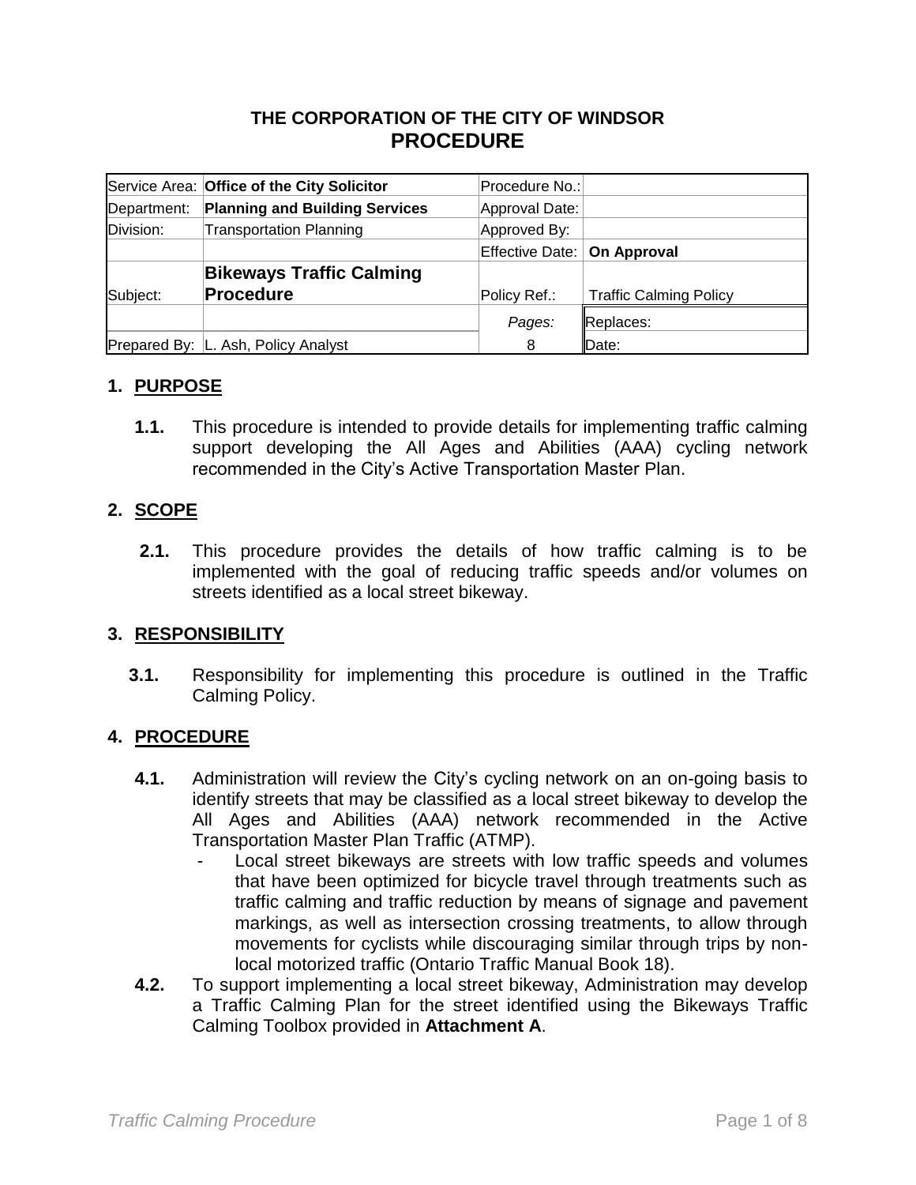**THE CORPORATION OF THE CITY OF WINDSOR**

# PROCEDURE

| | | | |
|---|---|---|---|
| Service Area: | **Office of the City Solicitor** | Procedure No.: | |
| Department: | **Planning and Building Services** | Approval Date: | |
| Division: | Transportation Planning | Approved By: | |
| | | Effective Date: | **On Approval** |
| Subject: | **Bikeways Traffic Calming Procedure** | Policy Ref.: | Traffic Calming Policy |
| | | *Pages:* | Replaces: |
| Prepared By: | L. Ash, Policy Analyst | 8 | Date: |

## 1. PURPOSE

**1.1.** This procedure is intended to provide details for implementing traffic calming support developing the All Ages and Abilities (AAA) cycling network recommended in the City's Active Transportation Master Plan.

## 2. SCOPE

**2.1.** This procedure provides the details of how traffic calming is to be implemented with the goal of reducing traffic speeds and/or volumes on streets identified as a local street bikeway.

## 3. RESPONSIBILITY

**3.1.** Responsibility for implementing this procedure is outlined in the Traffic Calming Policy.

## 4. PROCEDURE

**4.1.** Administration will review the City's cycling network on an on-going basis to identify streets that may be classified as a local street bikeway to develop the All Ages and Abilities (AAA) network recommended in the Active Transportation Master Plan Traffic (ATMP).

- Local street bikeways are streets with low traffic speeds and volumes that have been optimized for bicycle travel through treatments such as traffic calming and traffic reduction by means of signage and pavement markings, as well as intersection crossing treatments, to allow through movements for cyclists while discouraging similar through trips by non-local motorized traffic (Ontario Traffic Manual Book 18).

**4.2.** To support implementing a local street bikeway, Administration may develop a Traffic Calming Plan for the street identified using the Bikeways Traffic Calming Toolbox provided in **Attachment A**.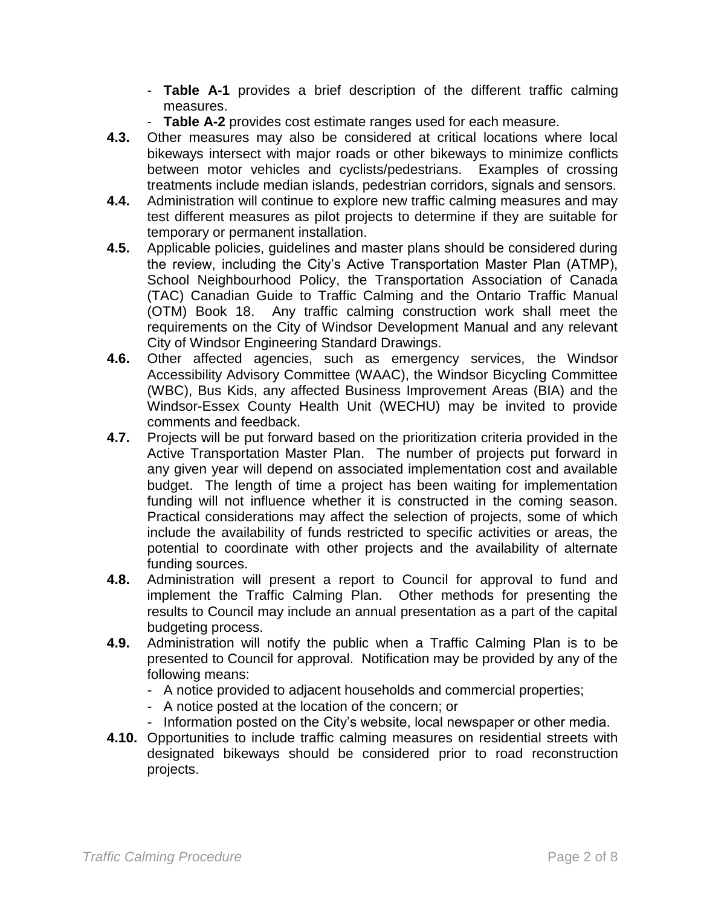- **Table A-1** provides a brief description of the different traffic calming measures.
- **Table A-2** provides cost estimate ranges used for each measure.

**4.3.** Other measures may also be considered at critical locations where local bikeways intersect with major roads or other bikeways to minimize conflicts between motor vehicles and cyclists/pedestrians. Examples of crossing treatments include median islands, pedestrian corridors, signals and sensors.

**4.4.** Administration will continue to explore new traffic calming measures and may test different measures as pilot projects to determine if they are suitable for temporary or permanent installation.

**4.5.** Applicable policies, guidelines and master plans should be considered during the review, including the City's Active Transportation Master Plan (ATMP), School Neighbourhood Policy, the Transportation Association of Canada (TAC) Canadian Guide to Traffic Calming and the Ontario Traffic Manual (OTM) Book 18. Any traffic calming construction work shall meet the requirements on the City of Windsor Development Manual and any relevant City of Windsor Engineering Standard Drawings.

**4.6.** Other affected agencies, such as emergency services, the Windsor Accessibility Advisory Committee (WAAC), the Windsor Bicycling Committee (WBC), Bus Kids, any affected Business Improvement Areas (BIA) and the Windsor-Essex County Health Unit (WECHU) may be invited to provide comments and feedback.

**4.7.** Projects will be put forward based on the prioritization criteria provided in the Active Transportation Master Plan. The number of projects put forward in any given year will depend on associated implementation cost and available budget. The length of time a project has been waiting for implementation funding will not influence whether it is constructed in the coming season. Practical considerations may affect the selection of projects, some of which include the availability of funds restricted to specific activities or areas, the potential to coordinate with other projects and the availability of alternate funding sources.

**4.8.** Administration will present a report to Council for approval to fund and implement the Traffic Calming Plan. Other methods for presenting the results to Council may include an annual presentation as a part of the capital budgeting process.

**4.9.** Administration will notify the public when a Traffic Calming Plan is to be presented to Council for approval. Notification may be provided by any of the following means:
- A notice provided to adjacent households and commercial properties;
- A notice posted at the location of the concern; or
- Information posted on the City's website, local newspaper or other media.

**4.10.** Opportunities to include traffic calming measures on residential streets with designated bikeways should be considered prior to road reconstruction projects.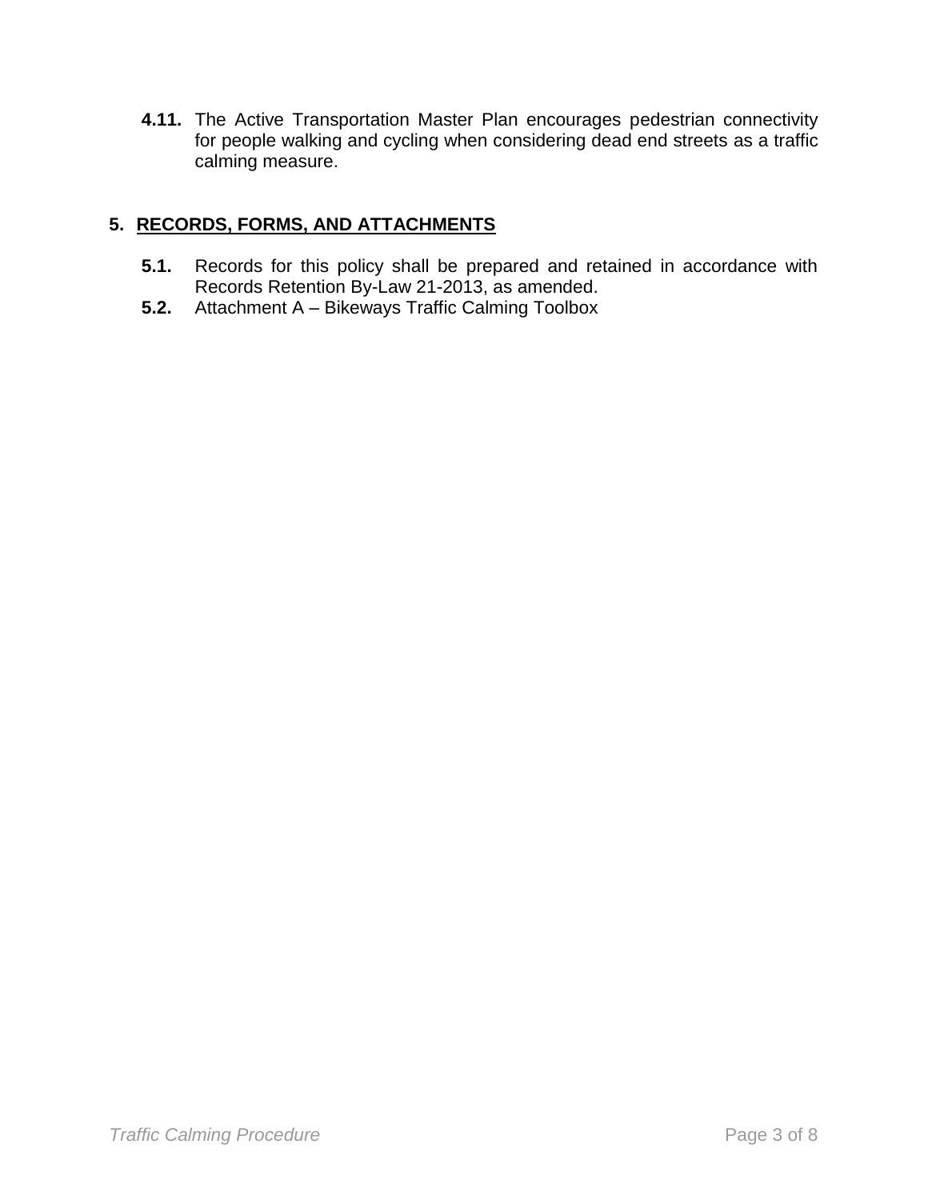**4.11.** The Active Transportation Master Plan encourages pedestrian connectivity for people walking and cycling when considering dead end streets as a traffic calming measure.

## 5. RECORDS, FORMS, AND ATTACHMENTS

**5.1.** Records for this policy shall be prepared and retained in accordance with Records Retention By-Law 21-2013, as amended.

**5.2.** Attachment A – Bikeways Traffic Calming Toolbox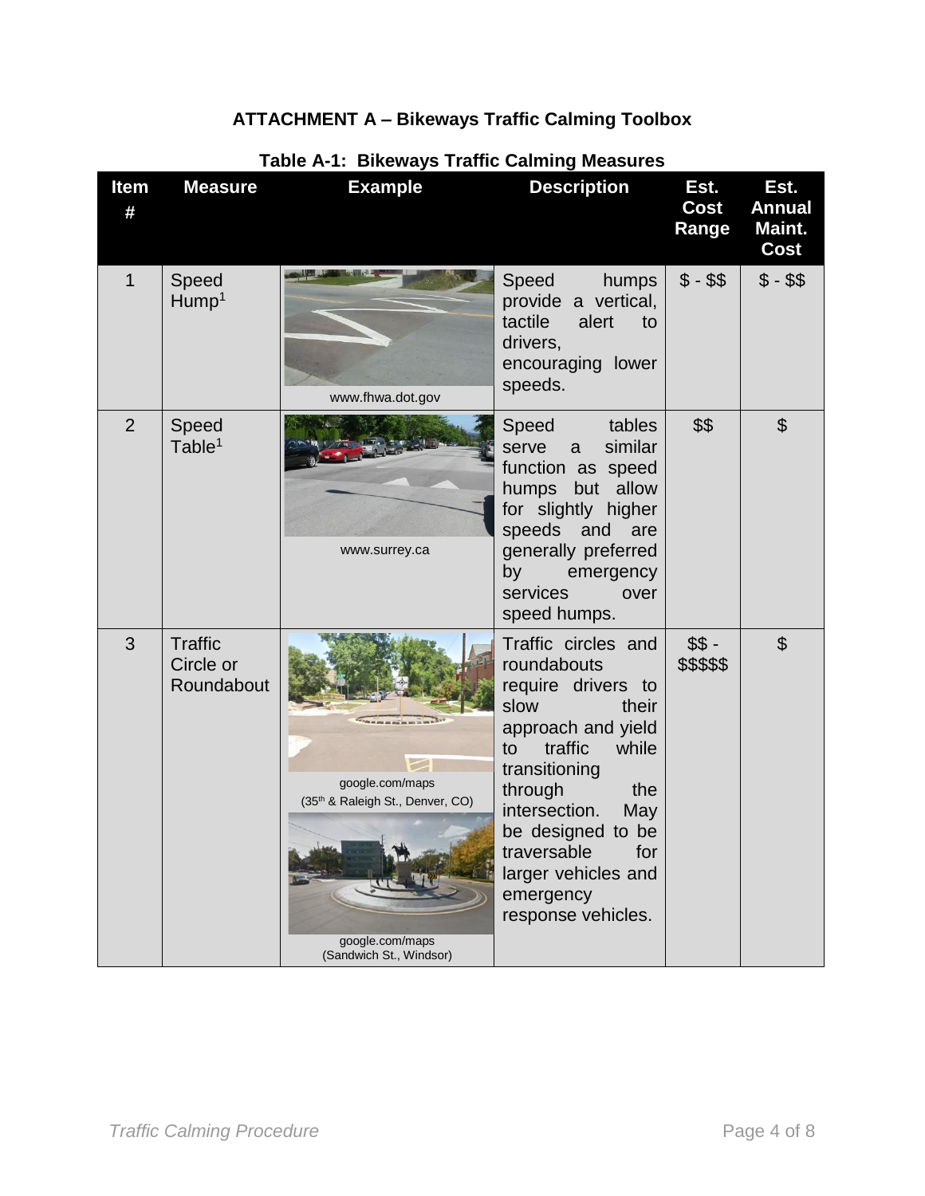# ATTACHMENT A – Bikeways Traffic Calming Toolbox

**Table A-1: Bikeways Traffic Calming Measures**

| Item # | Measure | Example | Description | Est. Cost Range | Est. Annual Maint. Cost |
|---|---|---|---|---|---|
| 1 | Speed Hump[1] | www.fhwa.dot.gov | Speed humps provide a vertical, tactile alert to drivers, encouraging lower speeds. | $ - $$ | $ - $$ |
| 2 | Speed Table[1] | www.surrey.ca | Speed tables serve a similar function as speed humps but allow for slightly higher speeds and are generally preferred by emergency services over speed humps. | $$ | $ |
| 3 | Traffic Circle or Roundabout | google.com/maps (35th & Raleigh St., Denver, CO) google.com/maps (Sandwich St., Windsor) | Traffic circles and roundabouts require drivers to slow their approach and yield to traffic while transitioning through the intersection. May be designed to be traversable for larger vehicles and emergency response vehicles. | $$ - $$$$$ | $ |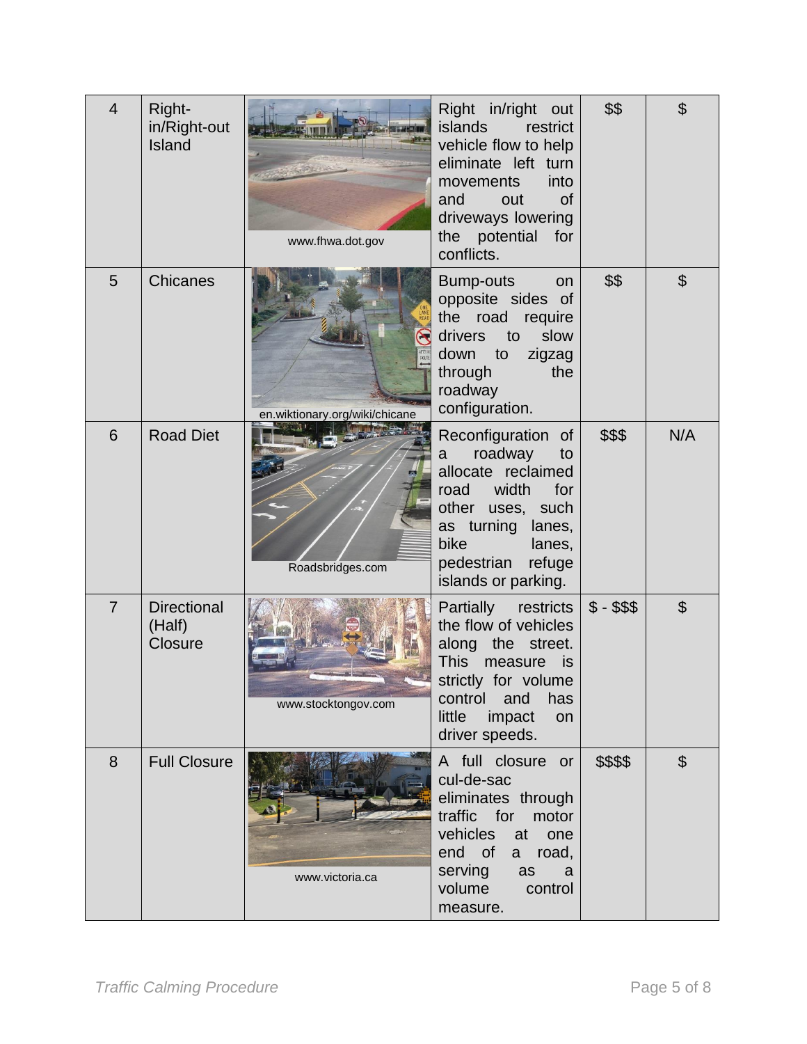| 4 | Right-in/Right-out Island | www.fhwa.dot.gov | Right in/right out islands restrict vehicle flow to help eliminate left turn movements into and out of driveways lowering the potential for conflicts. | $$ | $ |
|---|---|---|---|---|---|
| 5 | Chicanes | en.wiktionary.org/wiki/chicane | Bump-outs on opposite sides of the road require drivers to slow down to zigzag through the roadway configuration. | $$ | $ |
| 6 | Road Diet | Roadsbridges.com | Reconfiguration of a roadway to allocate reclaimed road width for other uses, such as turning lanes, bike lanes, pedestrian refuge islands or parking. | $$$ | N/A |
| 7 | Directional (Half) Closure | www.stocktongov.com | Partially restricts the flow of vehicles along the street. This measure is strictly for volume control and has little impact on driver speeds. | $ - $$$ | $ |
| 8 | Full Closure | www.victoria.ca | A full closure or cul-de-sac eliminates through traffic for motor vehicles at one end of a road, serving as a volume control measure. | $$$$ | $ |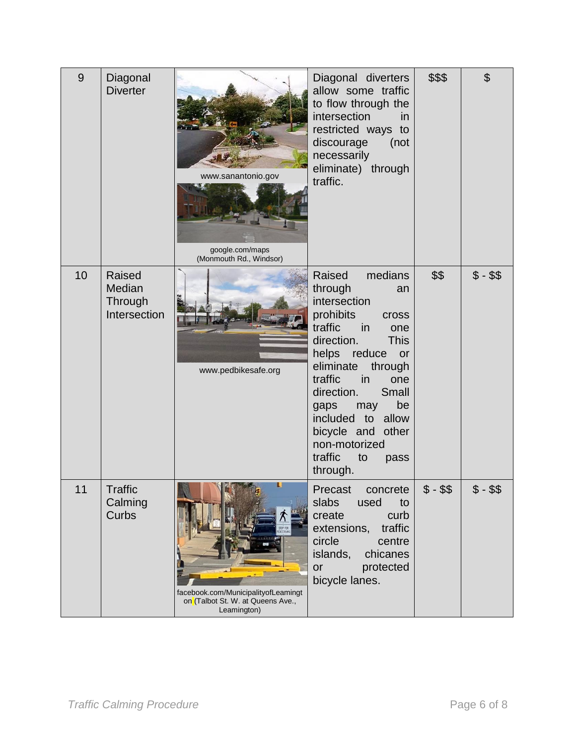| 9 | Diagonal Diverter | www.sanantonio.gov<br>google.com/maps (Monmouth Rd., Windsor) | Diagonal diverters allow some traffic to flow through the intersection in restricted ways to discourage (not necessarily eliminate) through traffic. | $$$ | $ |
|---|---|---|---|---|---|
| 10 | Raised Median Through Intersection | www.pedbikesafe.org | Raised medians through an intersection prohibits cross traffic in one direction. This helps reduce or eliminate through traffic in one direction. Small gaps may be included to allow bicycle and other non-motorized traffic to pass through. | $$ | $ - $$ |
| 11 | Traffic Calming Curbs | facebook.com/MunicipalityofLeamington (Talbot St. W. at Queens Ave., Leamington) | Precast concrete slabs used to create curb extensions, traffic circle centre islands, chicanes or protected bicycle lanes. | $ - $$ | $ - $$ |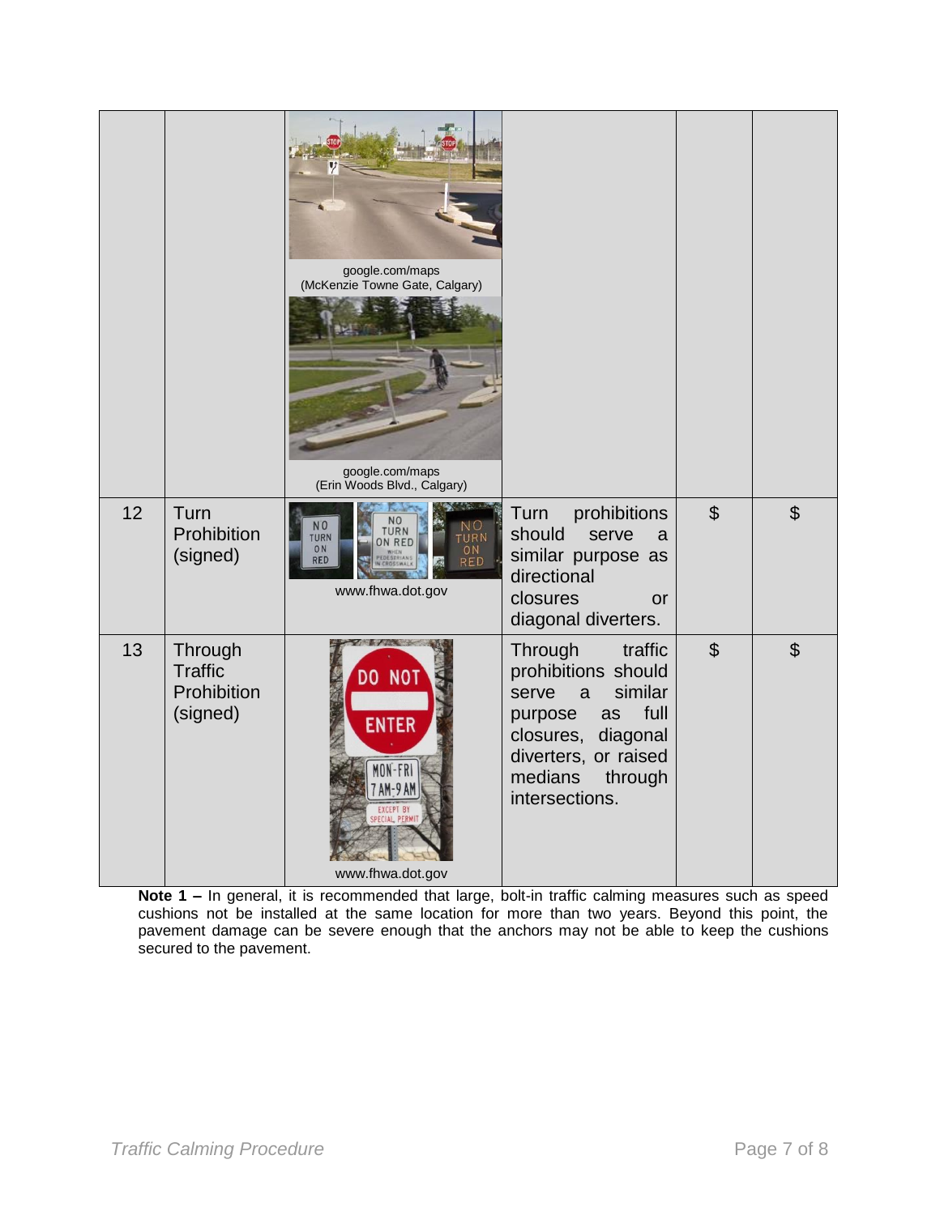| | | | | | |
|---|---|---|---|---|---|
| | | google.com/maps (McKenzie Towne Gate, Calgary) google.com/maps (Erin Woods Blvd., Calgary) | | | |
| 12 | Turn Prohibition (signed) | www.fhwa.dot.gov | Turn prohibitions should serve a similar purpose as directional closures or diagonal diverters. | $ | $ |
| 13 | Through Traffic Prohibition (signed) | www.fhwa.dot.gov | Through traffic prohibitions should serve a similar purpose as full closures, diagonal diverters, or raised medians through intersections. | $ | $ |

**Note 1 –** In general, it is recommended that large, bolt-in traffic calming measures such as speed cushions not be installed at the same location for more than two years. Beyond this point, the pavement damage can be severe enough that the anchors may not be able to keep the cushions secured to the pavement.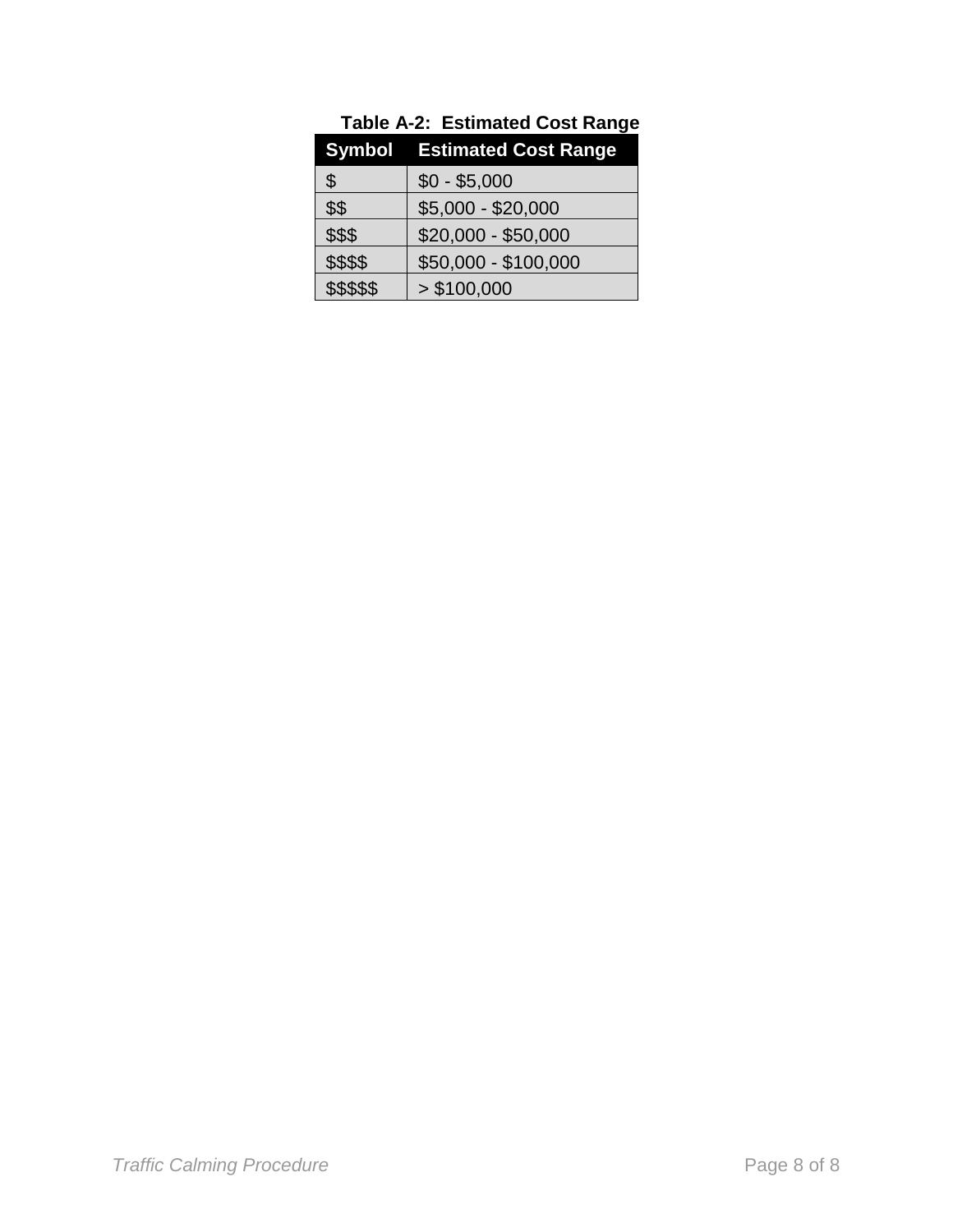**Table A-2: Estimated Cost Range**

| Symbol | Estimated Cost Range |
|---|---|
| $ | $0 - $5,000 |
| $$ | $5,000 - $20,000 |
| $$$ | $20,000 - $50,000 |
| $$$$ | $50,000 - $100,000 |
| $$$$$ | > $100,000 |